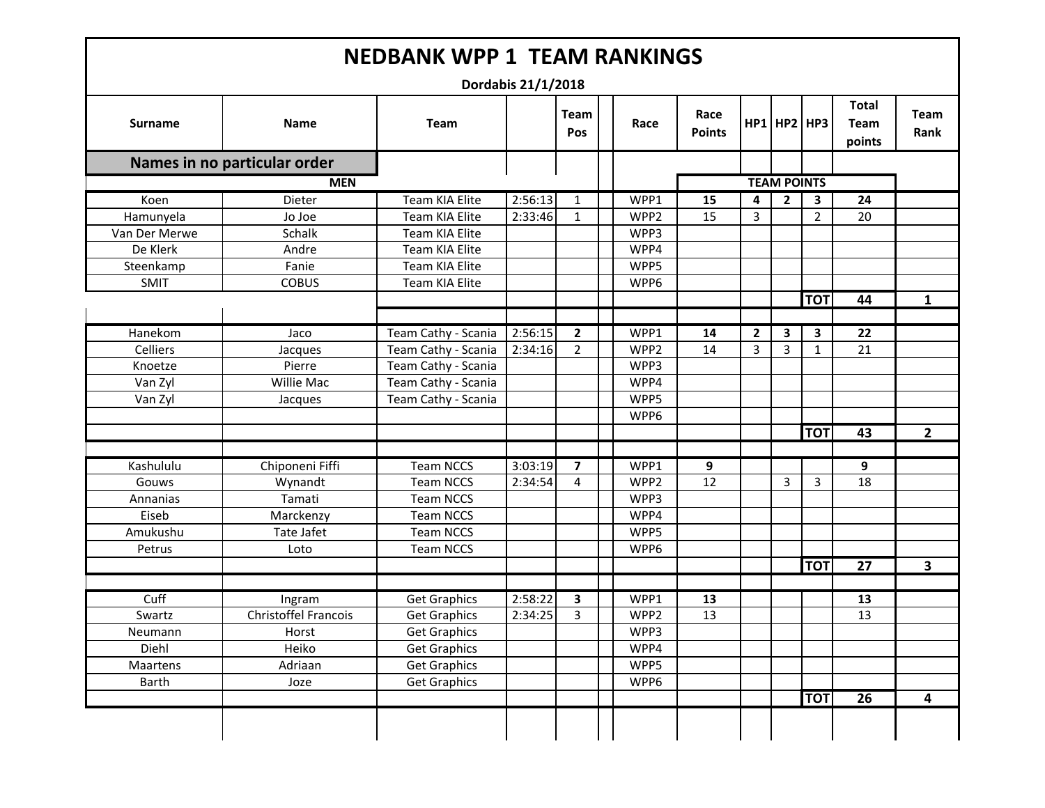# NEDBANK WPP 1 TEAM RANKINGS

**Dordabis 21/1/2018**

| Surname | Name | Team | | Team Pos | | Race | Race Points | HP1 | HP2 | HP3 | Total Team points | Team Rank |
|---|---|---|---|---|---|---|---|---|---|---|---|---|
| **Names in no particular order** | | | | | | | | | | | | |
| **MEN** | | | | | | | **TEAM POINTS** | | | | | |
| Koen | Dieter | Team KIA Elite | 2:56:13 | 1 | | WPP1 | **15** | **4** | **2** | **3** | **24** | |
| Hamunyela | Jo Joe | Team KIA Elite | 2:33:46 | 1 | | WPP2 | 15 | 3 | | 2 | 20 | |
| Van Der Merwe | Schalk | Team KIA Elite | | | | WPP3 | | | | | | |
| De Klerk | Andre | Team KIA Elite | | | | WPP4 | | | | | | |
| Steenkamp | Fanie | Team KIA Elite | | | | WPP5 | | | | | | |
| SMIT | COBUS | Team KIA Elite | | | | WPP6 | | | | | | |
| | | | | | | | | | | **TOT** | **44** | **1** |
| Hanekom | Jaco | Team Cathy - Scania | 2:56:15 | **2** | | WPP1 | **14** | **2** | **3** | **3** | **22** | |
| Celliers | Jacques | Team Cathy - Scania | 2:34:16 | 2 | | WPP2 | 14 | 3 | 3 | 1 | 21 | |
| Knoetze | Pierre | Team Cathy - Scania | | | | WPP3 | | | | | | |
| Van Zyl | Willie Mac | Team Cathy - Scania | | | | WPP4 | | | | | | |
| Van Zyl | Jacques | Team Cathy - Scania | | | | WPP5 | | | | | | |
| | | | | | | WPP6 | | | | | | |
| | | | | | | | | | | **TOT** | **43** | **2** |
| Kashululu | Chiponeni Fiffi | Team NCCS | 3:03:19 | **7** | | WPP1 | **9** | | | | **9** | |
| Gouws | Wynandt | Team NCCS | 2:34:54 | 4 | | WPP2 | 12 | | 3 | 3 | 18 | |
| Annanias | Tamati | Team NCCS | | | | WPP3 | | | | | | |
| Eiseb | Marckenzy | Team NCCS | | | | WPP4 | | | | | | |
| Amukushu | Tate Jafet | Team NCCS | | | | WPP5 | | | | | | |
| Petrus | Loto | Team NCCS | | | | WPP6 | | | | | | |
| | | | | | | | | | | **TOT** | **27** | **3** |
| Cuff | Ingram | Get Graphics | 2:58:22 | **3** | | WPP1 | **13** | | | | **13** | |
| Swartz | Christoffel Francois | Get Graphics | 2:34:25 | 3 | | WPP2 | 13 | | | | 13 | |
| Neumann | Horst | Get Graphics | | | | WPP3 | | | | | | |
| Diehl | Heiko | Get Graphics | | | | WPP4 | | | | | | |
| Maartens | Adriaan | Get Graphics | | | | WPP5 | | | | | | |
| Barth | Joze | Get Graphics | | | | WPP6 | | | | | | |
| | | | | | | | | | | **TOT** | **26** | **4** |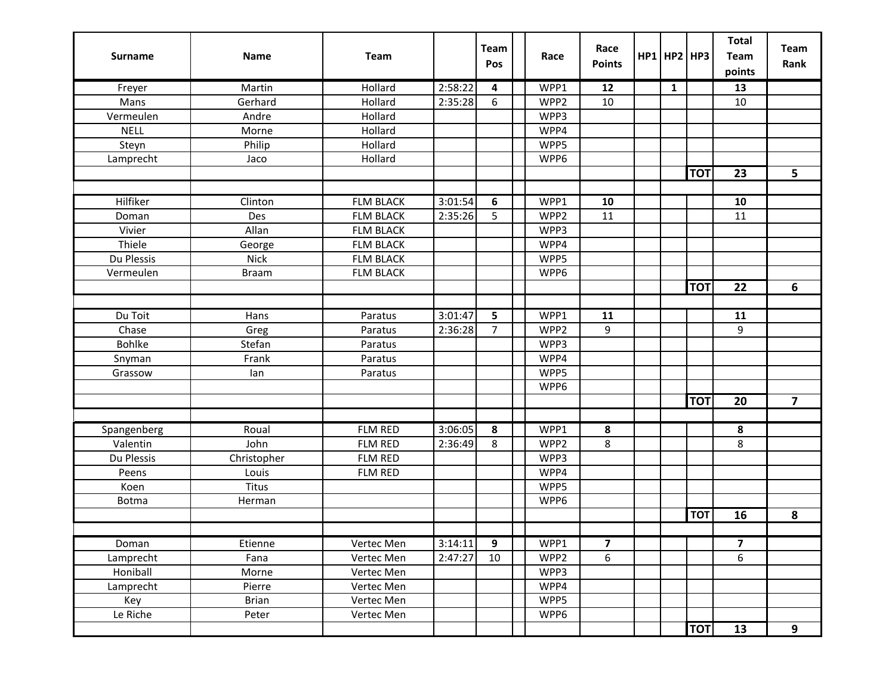| Surname | Name | Team | | Team Pos | | Race | Race Points | HP1 | HP2 | HP3 | Total Team points | Team Rank |
|---|---|---|---|---|---|---|---|---|---|---|---|---|
| Freyer | Martin | Hollard | 2:58:22 | **4** | | WPP1 | **12** | | **1** | | **13** | |
| Mans | Gerhard | Hollard | 2:35:28 | 6 | | WPP2 | 10 | | | | 10 | |
| Vermeulen | Andre | Hollard | | | | WPP3 | | | | | | |
| NELL | Morne | Hollard | | | | WPP4 | | | | | | |
| Steyn | Philip | Hollard | | | | WPP5 | | | | | | |
| Lamprecht | Jaco | Hollard | | | | WPP6 | | | | | | |
| | | | | | | | | | | **TOT** | **23** | **5** |
| | | | | | | | | | | | | |
| Hilfiker | Clinton | FLM BLACK | 3:01:54 | **6** | | WPP1 | **10** | | | | **10** | |
| Doman | Des | FLM BLACK | 2:35:26 | 5 | | WPP2 | 11 | | | | 11 | |
| Vivier | Allan | FLM BLACK | | | | WPP3 | | | | | | |
| Thiele | George | FLM BLACK | | | | WPP4 | | | | | | |
| Du Plessis | Nick | FLM BLACK | | | | WPP5 | | | | | | |
| Vermeulen | Braam | FLM BLACK | | | | WPP6 | | | | | | |
| | | | | | | | | | | **TOT** | **22** | **6** |
| | | | | | | | | | | | | |
| Du Toit | Hans | Paratus | 3:01:47 | **5** | | WPP1 | **11** | | | | **11** | |
| Chase | Greg | Paratus | 2:36:28 | 7 | | WPP2 | 9 | | | | 9 | |
| Bohlke | Stefan | Paratus | | | | WPP3 | | | | | | |
| Snyman | Frank | Paratus | | | | WPP4 | | | | | | |
| Grassow | Ian | Paratus | | | | WPP5 | | | | | | |
| | | | | | | WPP6 | | | | | | |
| | | | | | | | | | | **TOT** | **20** | **7** |
| | | | | | | | | | | | | |
| Spangenberg | Roual | FLM RED | 3:06:05 | **8** | | WPP1 | **8** | | | | **8** | |
| Valentin | John | FLM RED | 2:36:49 | 8 | | WPP2 | 8 | | | | 8 | |
| Du Plessis | Christopher | FLM RED | | | | WPP3 | | | | | | |
| Peens | Louis | FLM RED | | | | WPP4 | | | | | | |
| Koen | Titus | | | | | WPP5 | | | | | | |
| Botma | Herman | | | | | WPP6 | | | | | | |
| | | | | | | | | | | **TOT** | **16** | **8** |
| | | | | | | | | | | | | |
| Doman | Etienne | Vertec Men | 3:14:11 | **9** | | WPP1 | **7** | | | | **7** | |
| Lamprecht | Fana | Vertec Men | 2:47:27 | 10 | | WPP2 | 6 | | | | 6 | |
| Honiball | Morne | Vertec Men | | | | WPP3 | | | | | | |
| Lamprecht | Pierre | Vertec Men | | | | WPP4 | | | | | | |
| Key | Brian | Vertec Men | | | | WPP5 | | | | | | |
| Le Riche | Peter | Vertec Men | | | | WPP6 | | | | | | |
| | | | | | | | | | | **TOT** | **13** | **9** |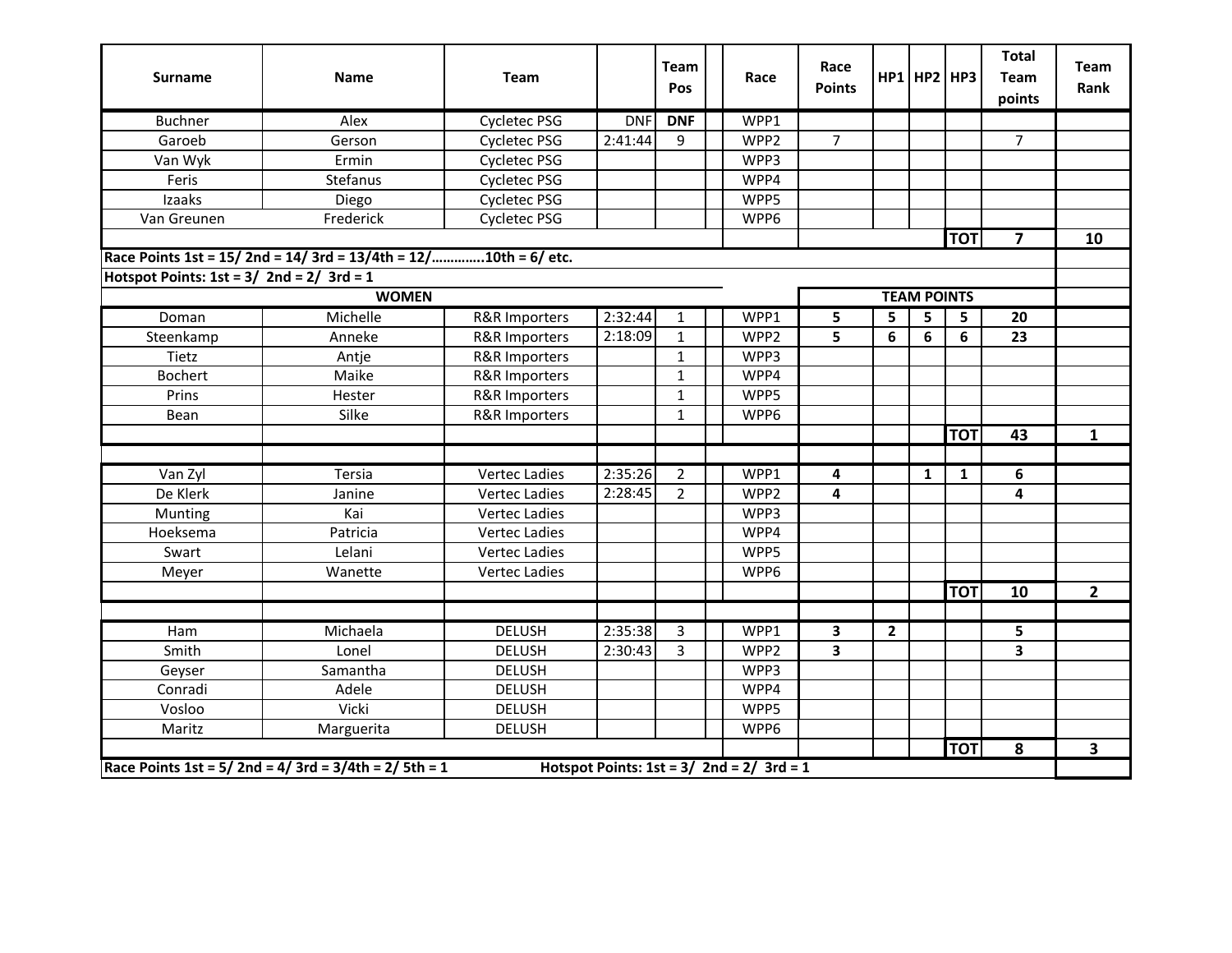| Surname | Name | Team | | Team Pos | | Race | Race Points | HP1 | HP2 | HP3 | Total Team points | Team Rank |
|---|---|---|---|---|---|---|---|---|---|---|---|---|
| Buchner | Alex | Cycletec PSG | DNF | **DNF** | | WPP1 | | | | | | |
| Garoeb | Gerson | Cycletec PSG | 2:41:44 | 9 | | WPP2 | 7 | | | | 7 | |
| Van Wyk | Ermin | Cycletec PSG | | | | WPP3 | | | | | | |
| Feris | Stefanus | Cycletec PSG | | | | WPP4 | | | | | | |
| Izaaks | Diego | Cycletec PSG | | | | WPP5 | | | | | | |
| Van Greunen | Frederick | Cycletec PSG | | | | WPP6 | | | | | | |
| | | | | | | | | | | **TOT** | **7** | **10** |

**Race Points 1st = 15/ 2nd = 14/ 3rd = 13/4th = 12/………….10th = 6/ etc.**

**Hotspot Points: 1st = 3/ 2nd = 2/ 3rd = 1**

| WOMEN | | | | | | | TEAM POINTS | | | | | |
|---|---|---|---|---|---|---|---|---|---|---|---|---|
| Doman | Michelle | R&R Importers | 2:32:44 | 1 | | WPP1 | **5** | **5** | **5** | **5** | **20** | |
| Steenkamp | Anneke | R&R Importers | 2:18:09 | 1 | | WPP2 | **5** | **6** | **6** | **6** | **23** | |
| Tietz | Antje | R&R Importers | | 1 | | WPP3 | | | | | | |
| Bochert | Maike | R&R Importers | | 1 | | WPP4 | | | | | | |
| Prins | Hester | R&R Importers | | 1 | | WPP5 | | | | | | |
| Bean | Silke | R&R Importers | | 1 | | WPP6 | | | | | | |
| | | | | | | | | | | **TOT** | **43** | **1** |
| | | | | | | | | | | | | |
| Van Zyl | Tersia | Vertec Ladies | 2:35:26 | 2 | | WPP1 | **4** | | **1** | **1** | **6** | |
| De Klerk | Janine | Vertec Ladies | 2:28:45 | 2 | | WPP2 | **4** | | | | **4** | |
| Munting | Kai | Vertec Ladies | | | | WPP3 | | | | | | |
| Hoeksema | Patricia | Vertec Ladies | | | | WPP4 | | | | | | |
| Swart | Lelani | Vertec Ladies | | | | WPP5 | | | | | | |
| Meyer | Wanette | Vertec Ladies | | | | WPP6 | | | | | | |
| | | | | | | | | | | **TOT** | **10** | **2** |
| | | | | | | | | | | | | |
| Ham | Michaela | DELUSH | 2:35:38 | 3 | | WPP1 | **3** | **2** | | | **5** | |
| Smith | Lonel | DELUSH | 2:30:43 | 3 | | WPP2 | **3** | | | | **3** | |
| Geyser | Samantha | DELUSH | | | | WPP3 | | | | | | |
| Conradi | Adele | DELUSH | | | | WPP4 | | | | | | |
| Vosloo | Vicki | DELUSH | | | | WPP5 | | | | | | |
| Maritz | Marguerita | DELUSH | | | | WPP6 | | | | | | |
| | | | | | | | | | | **TOT** | **8** | **3** |

**Race Points 1st = 5/ 2nd = 4/ 3rd = 3/4th = 2/ 5th = 1** **Hotspot Points: 1st = 3/ 2nd = 2/ 3rd = 1**